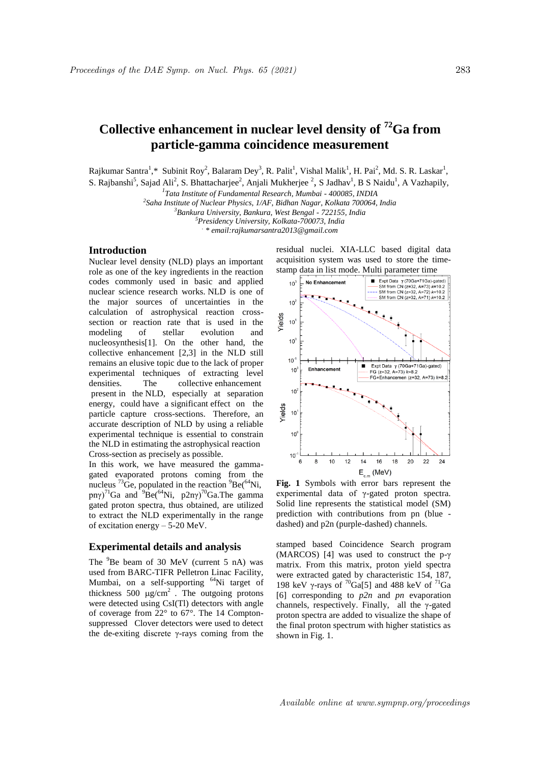# Collective enhancement in nuclear level density of $^{72}$Ga from particle-gamma coincidence measurement

Rajkumar Santra[1],* Subinit Roy[2], Balaram Dey[3], R. Palit[1], Vishal Malik[1], H. Pai[2], Md. S. R. Laskar[1], S. Rajbanshi[5], Sajad Ali[2], S. Bhattacharjee[2], Anjali Mukherjee [2], S Jadhav[1], B S Naidu[1], A Vazhapily,

[1]*Tata Institute of Fundamental Research, Mumbai - 400085, INDIA*
[2]*Saha Institute of Nuclear Physics, 1/AF, Bidhan Nagar, Kolkata 700064, India*
[3]*Bankura University, Bankura, West Bengal - 722155, India*
[5]*Presidency University, Kolkata-700073, India*
*\* email:rajkumarsantra2013@gmail.com*

## Introduction

Nuclear level density (NLD) plays an important role as one of the key ingredients in the reaction codes commonly used in basic and applied nuclear science research works. NLD is one of the major sources of uncertainties in the calculation of astrophysical reaction cross-section or reaction rate that is used in the modeling of stellar evolution and nucleosynthesis[1]. On the other hand, the collective enhancement [2,3] in the NLD still remains an elusive topic due to the lack of proper experimental techniques of extracting level densities. The collective enhancement present in the NLD, especially at separation energy, could have a significant effect on the particle capture cross-sections. Therefore, an accurate description of NLD by using a reliable experimental technique is essential to constrain the NLD in estimating the astrophysical reaction Cross-section as precisely as possible.

In this work, we have measured the gamma-gated evaporated protons coming from the nucleus $^{73}$Ge, populated in the reaction $^{9}$Be($^{64}$Ni, pn$\gamma$)$^{71}$Ga and $^{9}$Be($^{64}$Ni, p2n$\gamma$)$^{70}$Ga.The gamma gated proton spectra, thus obtained, are utilized to extract the NLD experimentally in the range of excitation energy – 5-20 MeV.

## Experimental details and analysis

The $^{9}$Be beam of 30 MeV (current 5 nA) was used from BARC-TIFR Pelletron Linac Facility, Mumbai, on a self-supporting $^{64}$Ni target of thickness 500 $\mu$g/cm$^2$ . The outgoing protons were detected using CsI(Tl) detectors with angle of coverage from 22° to 67°. The 14 Compton-suppressed Clover detectors were used to detect the de-exiting discrete $\gamma$-rays coming from the residual nuclei. XIA-LLC based digital data acquisition system was used to store the time-stamp data in list mode. Multi parameter time stamped based Coincidence Search program (MARCOS) [4] was used to construct the p-$\gamma$ matrix. From this matrix, proton yield spectra were extracted gated by characteristic 154, 187, 198 keV $\gamma$-rays of $^{70}$Ga[5] and 488 keV of $^{71}$Ga [6] corresponding to *p2n* and *pn* evaporation channels, respectively. Finally, all the $\gamma$-gated proton spectra are added to visualize the shape of the final proton spectrum with higher statistics as shown in Fig. 1.

**Fig. 1** Symbols with error bars represent the experimental data of $\gamma$-gated proton spectra. Solid line represents the statistical model (SM) prediction with contributions from pn (blue - dashed) and p2n (purple-dashed) channels.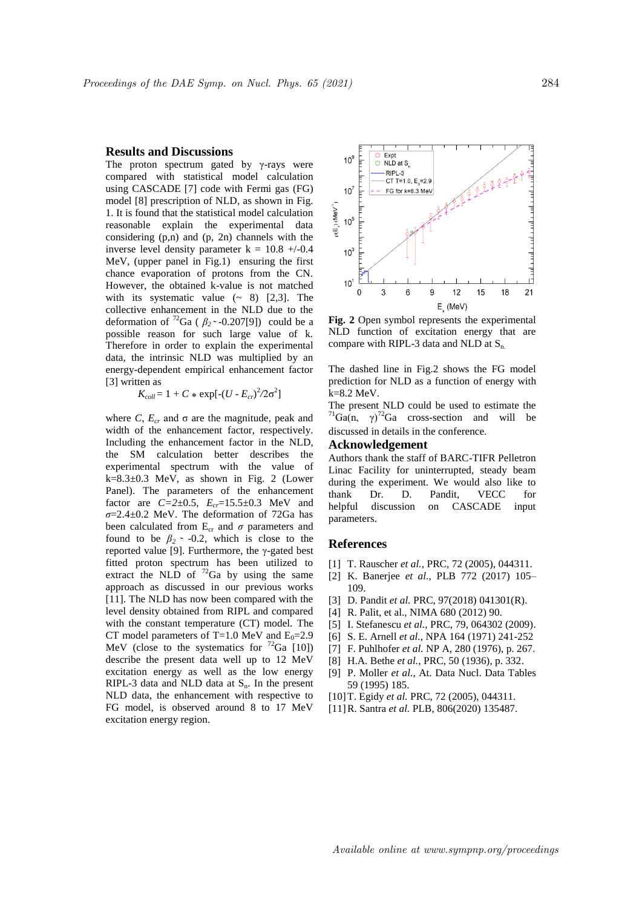## Results and Discussions

The proton spectrum gated by γ-rays were compared with statistical model calculation using CASCADE [7] code with Fermi gas (FG) model [8] prescription of NLD, as shown in Fig. 1. It is found that the statistical model calculation reasonable explain the experimental data considering (p,n) and (p, 2n) channels with the inverse level density parameter k = 10.8 +/-0.4 MeV, (upper panel in Fig.1) ensuring the first chance evaporation of protons from the CN. However, the obtained k-value is not matched with its systematic value (~ 8) [2,3]. The collective enhancement in the NLD due to the deformation of $^{72}$Ga ( $\beta_2$ ~ -0.207[9]) could be a possible reason for such large value of k. Therefore in order to explain the experimental data, the intrinsic NLD was multiplied by an energy-dependent empirical enhancement factor [3] written as

$$K_{coll} = 1 + C * \exp[-(U - E_{cr})^2/2\sigma^2]$$

where $C$, $E_{cr}$ and σ are the magnitude, peak and width of the enhancement factor, respectively. Including the enhancement factor in the NLD, the SM calculation better describes the experimental spectrum with the value of k=8.3±0.3 MeV, as shown in Fig. 2 (Lower Panel). The parameters of the enhancement factor are $C$=2±0.5, $E_{cr}$=15.5±0.3 MeV and $\sigma$=2.4±0.2 MeV. The deformation of 72Ga has been calculated from $E_{cr}$ and $\sigma$ parameters and found to be $\beta_2$ ~ -0.2, which is close to the reported value [9]. Furthermore, the γ-gated best fitted proton spectrum has been utilized to extract the NLD of $^{72}$Ga by using the same approach as discussed in our previous works [11]. The NLD has now been compared with the level density obtained from RIPL and compared with the constant temperature (CT) model. The CT model parameters of T=1.0 MeV and $E_0$=2.9 MeV (close to the systematics for $^{72}$Ga [10]) describe the present data well up to 12 MeV excitation energy as well as the low energy RIPL-3 data and NLD data at $S_n$. In the present NLD data, the enhancement with respective to FG model, is observed around 8 to 17 MeV excitation energy region.

Expt
NLD at $S_n$
RIPL-3
CT T=1.0, $E_0$=2.9
FG for k=8.3 MeV
$\rho(E_x)$ (MeV$^{-1}$)
10$^9$
10$^7$
10$^5$
10$^3$
10$^1$
0 3 6 9 12 15 18 21
$E_x$ (MeV)

**Fig. 2** Open symbol represents the experimental NLD function of excitation energy that are compare with RIPL-3 data and NLD at $S_n$.

The dashed line in Fig.2 shows the FG model prediction for NLD as a function of energy with k=8.2 MeV.

The present NLD could be used to estimate the $^{71}$Ga(n, γ)$^{72}$Ga cross-section and will be discussed in details in the conference.

## Acknowledgement

Authors thank the staff of BARC-TIFR Pelletron Linac Facility for uninterrupted, steady beam during the experiment. We would also like to thank Dr. D. Pandit, VECC for helpful discussion on CASCADE input parameters.

## References

[1] T. Rauscher *et al.*, PRC, 72 (2005), 044311.
[2] K. Banerjee *et al.*, PLB 772 (2017) 105–109.
[3] D. Pandit *et al.* PRC, 97(2018) 041301(R).
[4] R. Palit, et al., NIMA 680 (2012) 90.
[5] I. Stefanescu *et al.*, PRC, 79, 064302 (2009).
[6] S. E. Arnell *et al.*, NPA 164 (1971) 241-252
[7] F. Puhlhofer *et al.* NP A, 280 (1976), p. 267.
[8] H.A. Bethe *et al.*, PRC, 50 (1936), p. 332.
[9] P. Moller *et al.*, At. Data Nucl. Data Tables 59 (1995) 185.
[10] T. Egidy *et al.* PRC, 72 (2005), 044311.
[11] R. Santra *et al.* PLB, 806(2020) 135487.